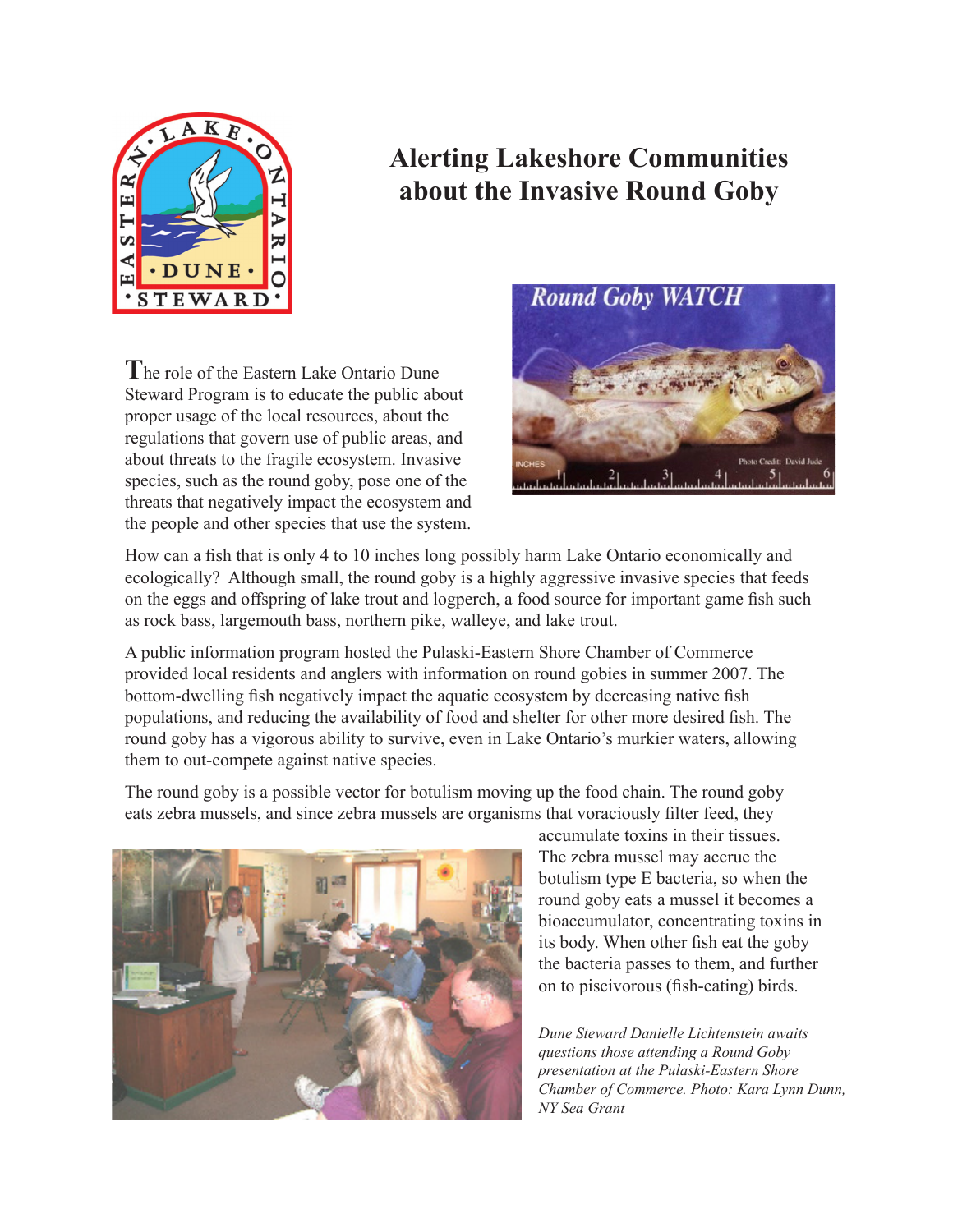# Alerting Lakeshore Communities about the Invasive Round Goby

The role of the Eastern Lake Ontario Dune Steward Program is to educate the public about proper usage of the local resources, about the regulations that govern use of public areas, and about threats to the fragile ecosystem. Invasive species, such as the round goby, pose one of the threats that negatively impact the ecosystem and the people and other species that use the system.

How can a fish that is only 4 to 10 inches long possibly harm Lake Ontario economically and ecologically? Although small, the round goby is a highly aggressive invasive species that feeds on the eggs and offspring of lake trout and logperch, a food source for important game fish such as rock bass, largemouth bass, northern pike, walleye, and lake trout.

A public information program hosted the Pulaski-Eastern Shore Chamber of Commerce provided local residents and anglers with information on round gobies in summer 2007. The bottom-dwelling fish negatively impact the aquatic ecosystem by decreasing native fish populations, and reducing the availability of food and shelter for other more desired fish. The round goby has a vigorous ability to survive, even in Lake Ontario's murkier waters, allowing them to out-compete against native species.

The round goby is a possible vector for botulism moving up the food chain. The round goby eats zebra mussels, and since zebra mussels are organisms that voraciously filter feed, they accumulate toxins in their tissues. The zebra mussel may accrue the botulism type E bacteria, so when the round goby eats a mussel it becomes a bioaccumulator, concentrating toxins in its body. When other fish eat the goby the bacteria passes to them, and further on to piscivorous (fish-eating) birds.

*Dune Steward Danielle Lichtenstein awaits questions those attending a Round Goby presentation at the Pulaski-Eastern Shore Chamber of Commerce. Photo: Kara Lynn Dunn, NY Sea Grant*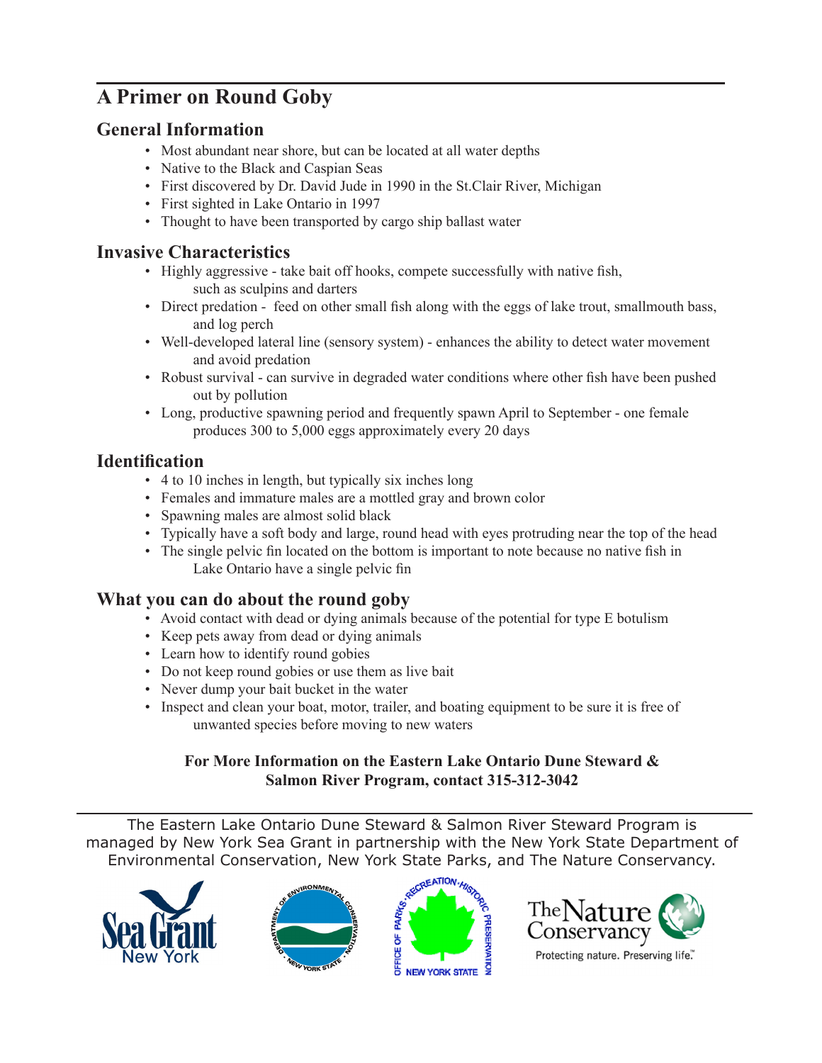## A Primer on Round Goby

### General Information

- Most abundant near shore, but can be located at all water depths
- Native to the Black and Caspian Seas
- First discovered by Dr. David Jude in 1990 in the St.Clair River, Michigan
- First sighted in Lake Ontario in 1997
- Thought to have been transported by cargo ship ballast water

### Invasive Characteristics

- Highly aggressive - take bait off hooks, compete successfully with native fish, such as sculpins and darters
- Direct predation - feed on other small fish along with the eggs of lake trout, smallmouth bass, and log perch
- Well-developed lateral line (sensory system) - enhances the ability to detect water movement and avoid predation
- Robust survival - can survive in degraded water conditions where other fish have been pushed out by pollution
- Long, productive spawning period and frequently spawn April to September - one female produces 300 to 5,000 eggs approximately every 20 days

### Identification

- 4 to 10 inches in length, but typically six inches long
- Females and immature males are a mottled gray and brown color
- Spawning males are almost solid black
- Typically have a soft body and large, round head with eyes protruding near the top of the head
- The single pelvic fin located on the bottom is important to note because no native fish in Lake Ontario have a single pelvic fin

### What you can do about the round goby

- Avoid contact with dead or dying animals because of the potential for type E botulism
- Keep pets away from dead or dying animals
- Learn how to identify round gobies
- Do not keep round gobies or use them as live bait
- Never dump your bait bucket in the water
- Inspect and clean your boat, motor, trailer, and boating equipment to be sure it is free of unwanted species before moving to new waters

**For More Information on the Eastern Lake Ontario Dune Steward & Salmon River Program, contact 315-312-3042**

The Eastern Lake Ontario Dune Steward & Salmon River Steward Program is managed by New York Sea Grant in partnership with the New York State Department of Environmental Conservation, New York State Parks, and The Nature Conservancy.

Sea Grant New York

Department of Environmental Conservation New York State

Office of Parks, Recreation, Historic Preservation New York State

The Nature Conservancy
Protecting nature. Preserving life.™